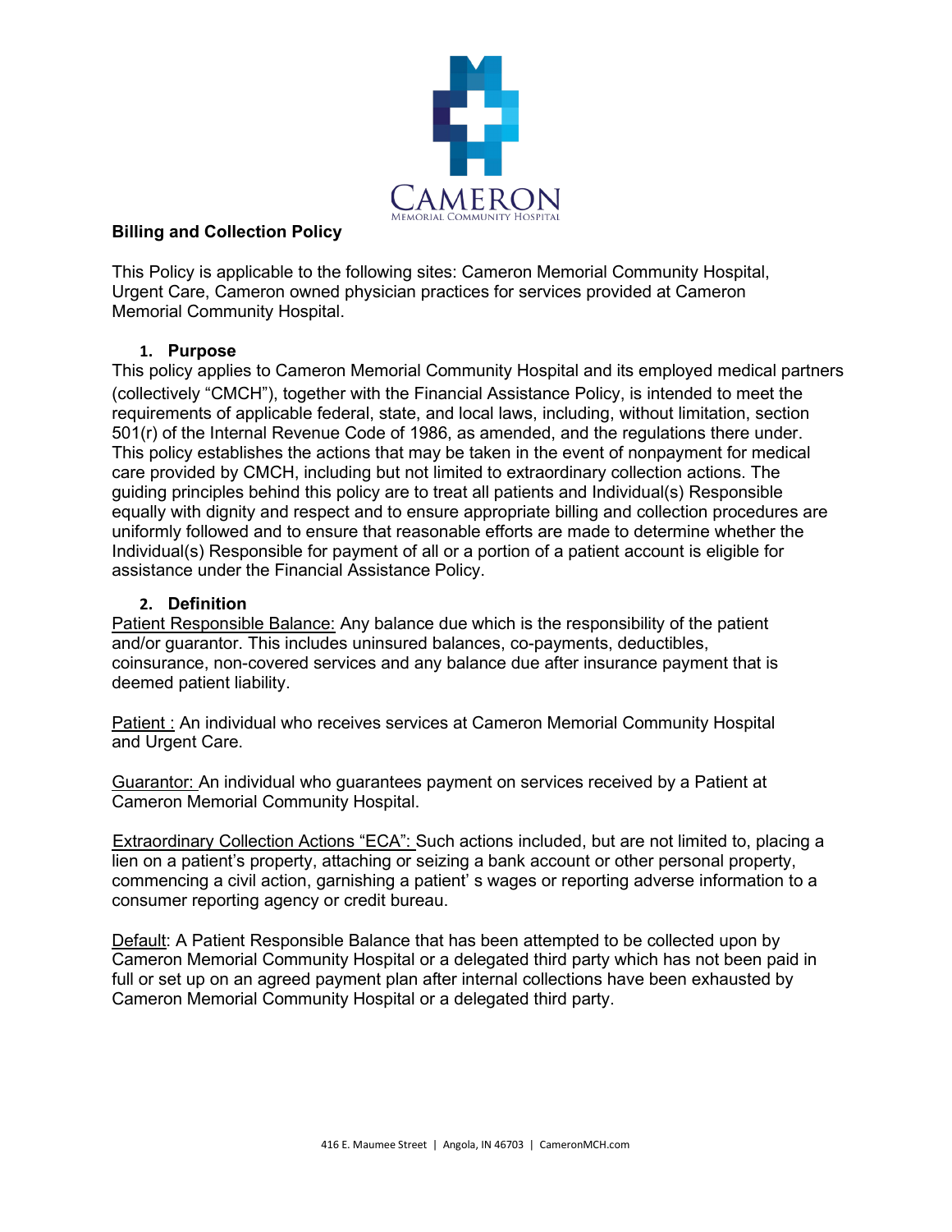# Billing and Collection Policy

This Policy is applicable to the following sites: Cameron Memorial Community Hospital, Urgent Care, Cameron owned physician practices for services provided at Cameron Memorial Community Hospital.

## 1. Purpose

This policy applies to Cameron Memorial Community Hospital and its employed medical partners (collectively "CMCH"), together with the Financial Assistance Policy, is intended to meet the requirements of applicable federal, state, and local laws, including, without limitation, section 501(r) of the Internal Revenue Code of 1986, as amended, and the regulations there under. This policy establishes the actions that may be taken in the event of nonpayment for medical care provided by CMCH, including but not limited to extraordinary collection actions. The guiding principles behind this policy are to treat all patients and Individual(s) Responsible equally with dignity and respect and to ensure appropriate billing and collection procedures are uniformly followed and to ensure that reasonable efforts are made to determine whether the Individual(s) Responsible for payment of all or a portion of a patient account is eligible for assistance under the Financial Assistance Policy.

## 2. Definition

Patient Responsible Balance: Any balance due which is the responsibility of the patient and/or guarantor. This includes uninsured balances, co-payments, deductibles, coinsurance, non-covered services and any balance due after insurance payment that is deemed patient liability.

Patient : An individual who receives services at Cameron Memorial Community Hospital and Urgent Care.

Guarantor: An individual who guarantees payment on services received by a Patient at Cameron Memorial Community Hospital.

Extraordinary Collection Actions "ECA": Such actions included, but are not limited to, placing a lien on a patient's property, attaching or seizing a bank account or other personal property, commencing a civil action, garnishing a patient' s wages or reporting adverse information to a consumer reporting agency or credit bureau.

Default: A Patient Responsible Balance that has been attempted to be collected upon by Cameron Memorial Community Hospital or a delegated third party which has not been paid in full or set up on an agreed payment plan after internal collections have been exhausted by Cameron Memorial Community Hospital or a delegated third party.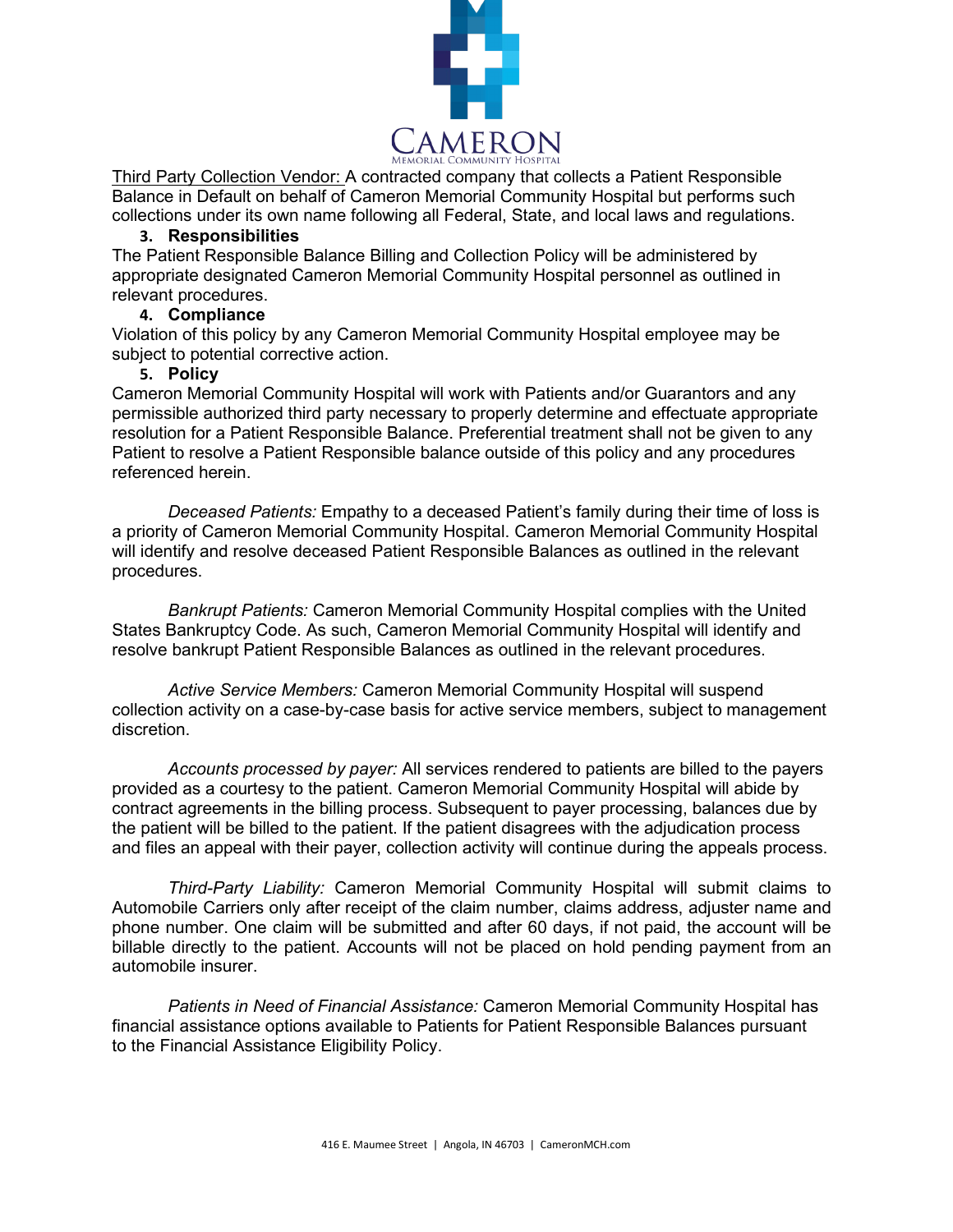Third Party Collection Vendor: A contracted company that collects a Patient Responsible Balance in Default on behalf of Cameron Memorial Community Hospital but performs such collections under its own name following all Federal, State, and local laws and regulations.

### 3. Responsibilities

The Patient Responsible Balance Billing and Collection Policy will be administered by appropriate designated Cameron Memorial Community Hospital personnel as outlined in relevant procedures.

### 4. Compliance

Violation of this policy by any Cameron Memorial Community Hospital employee may be subject to potential corrective action.

### 5. Policy

Cameron Memorial Community Hospital will work with Patients and/or Guarantors and any permissible authorized third party necessary to properly determine and effectuate appropriate resolution for a Patient Responsible Balance. Preferential treatment shall not be given to any Patient to resolve a Patient Responsible balance outside of this policy and any procedures referenced herein.

*Deceased Patients:* Empathy to a deceased Patient's family during their time of loss is a priority of Cameron Memorial Community Hospital. Cameron Memorial Community Hospital will identify and resolve deceased Patient Responsible Balances as outlined in the relevant procedures.

*Bankrupt Patients:* Cameron Memorial Community Hospital complies with the United States Bankruptcy Code. As such, Cameron Memorial Community Hospital will identify and resolve bankrupt Patient Responsible Balances as outlined in the relevant procedures.

*Active Service Members:* Cameron Memorial Community Hospital will suspend collection activity on a case-by-case basis for active service members, subject to management discretion.

*Accounts processed by payer:* All services rendered to patients are billed to the payers provided as a courtesy to the patient. Cameron Memorial Community Hospital will abide by contract agreements in the billing process. Subsequent to payer processing, balances due by the patient will be billed to the patient. If the patient disagrees with the adjudication process and files an appeal with their payer, collection activity will continue during the appeals process.

*Third-Party Liability:* Cameron Memorial Community Hospital will submit claims to Automobile Carriers only after receipt of the claim number, claims address, adjuster name and phone number. One claim will be submitted and after 60 days, if not paid, the account will be billable directly to the patient. Accounts will not be placed on hold pending payment from an automobile insurer.

*Patients in Need of Financial Assistance:* Cameron Memorial Community Hospital has financial assistance options available to Patients for Patient Responsible Balances pursuant to the Financial Assistance Eligibility Policy.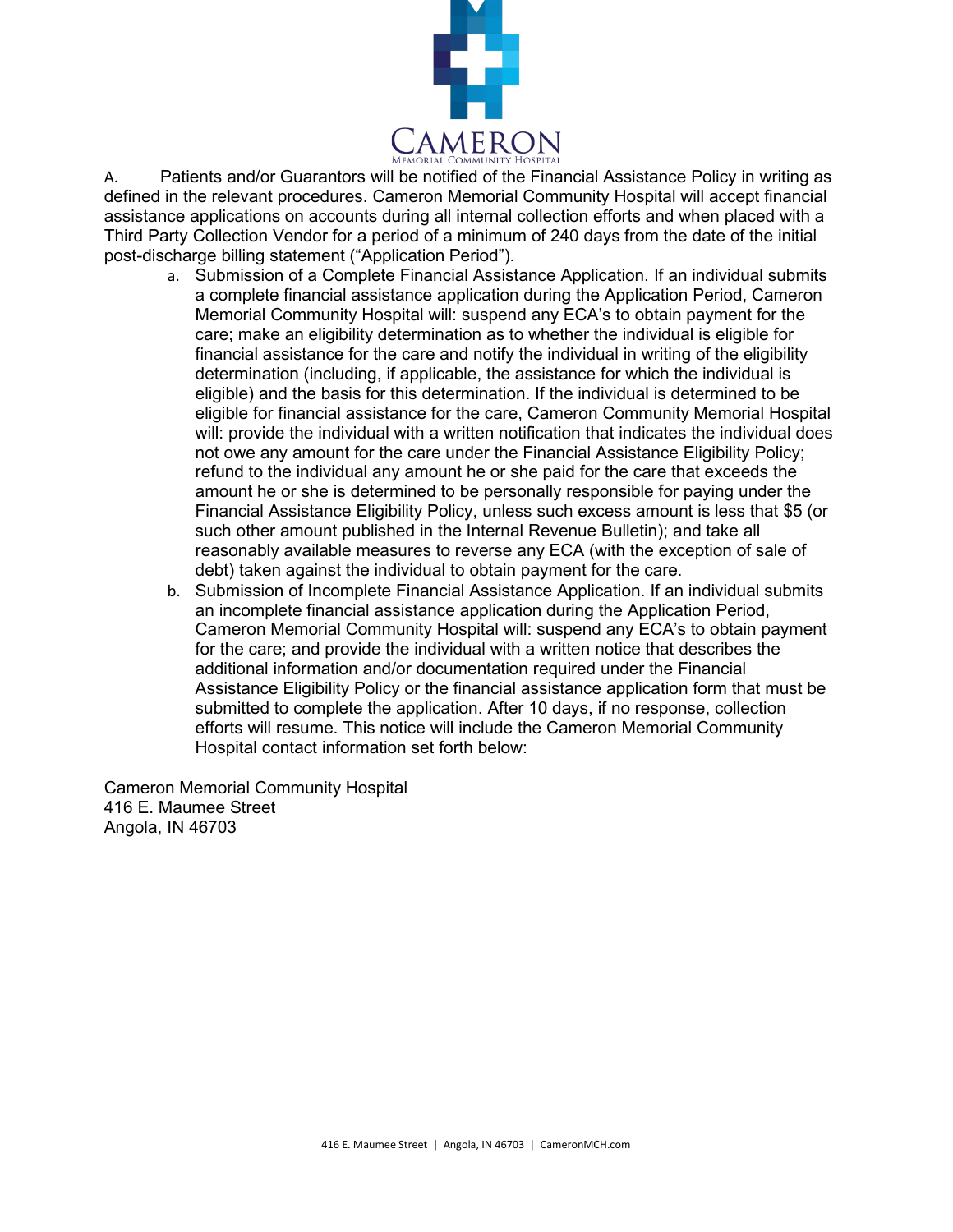A. Patients and/or Guarantors will be notified of the Financial Assistance Policy in writing as defined in the relevant procedures. Cameron Memorial Community Hospital will accept financial assistance applications on accounts during all internal collection efforts and when placed with a Third Party Collection Vendor for a period of a minimum of 240 days from the date of the initial post-discharge billing statement ("Application Period").

a. Submission of a Complete Financial Assistance Application. If an individual submits a complete financial assistance application during the Application Period, Cameron Memorial Community Hospital will: suspend any ECA's to obtain payment for the care; make an eligibility determination as to whether the individual is eligible for financial assistance for the care and notify the individual in writing of the eligibility determination (including, if applicable, the assistance for which the individual is eligible) and the basis for this determination. If the individual is determined to be eligible for financial assistance for the care, Cameron Community Memorial Hospital will: provide the individual with a written notification that indicates the individual does not owe any amount for the care under the Financial Assistance Eligibility Policy; refund to the individual any amount he or she paid for the care that exceeds the amount he or she is determined to be personally responsible for paying under the Financial Assistance Eligibility Policy, unless such excess amount is less that $5 (or such other amount published in the Internal Revenue Bulletin); and take all reasonably available measures to reverse any ECA (with the exception of sale of debt) taken against the individual to obtain payment for the care.

b. Submission of Incomplete Financial Assistance Application. If an individual submits an incomplete financial assistance application during the Application Period, Cameron Memorial Community Hospital will: suspend any ECA's to obtain payment for the care; and provide the individual with a written notice that describes the additional information and/or documentation required under the Financial Assistance Eligibility Policy or the financial assistance application form that must be submitted to complete the application. After 10 days, if no response, collection efforts will resume. This notice will include the Cameron Memorial Community Hospital contact information set forth below:

Cameron Memorial Community Hospital
416 E. Maumee Street
Angola, IN 46703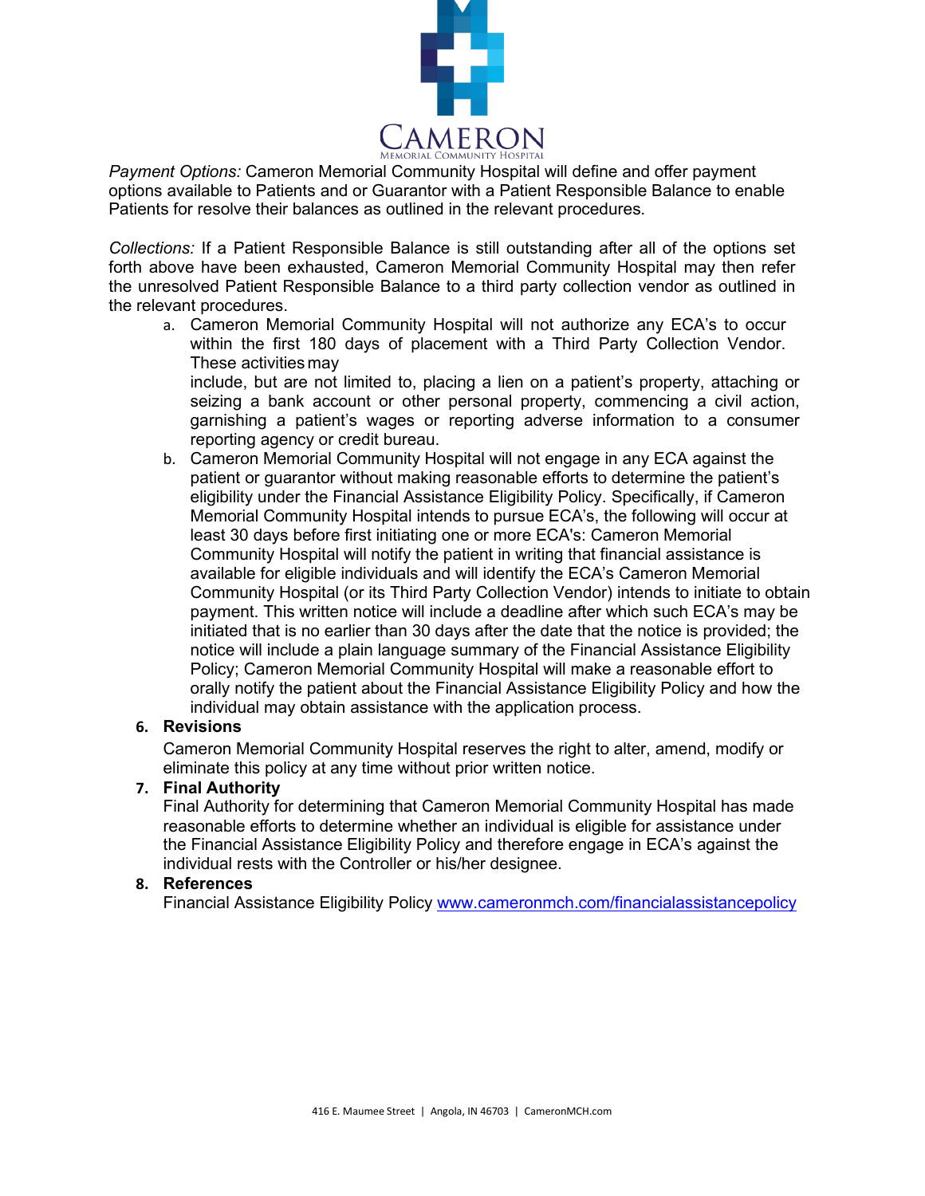*Payment Options:* Cameron Memorial Community Hospital will define and offer payment options available to Patients and or Guarantor with a Patient Responsible Balance to enable Patients for resolve their balances as outlined in the relevant procedures.

*Collections:* If a Patient Responsible Balance is still outstanding after all of the options set forth above have been exhausted, Cameron Memorial Community Hospital may then refer the unresolved Patient Responsible Balance to a third party collection vendor as outlined in the relevant procedures.

a. Cameron Memorial Community Hospital will not authorize any ECA's to occur within the first 180 days of placement with a Third Party Collection Vendor. These activities may include, but are not limited to, placing a lien on a patient's property, attaching or seizing a bank account or other personal property, commencing a civil action, garnishing a patient's wages or reporting adverse information to a consumer reporting agency or credit bureau.
b. Cameron Memorial Community Hospital will not engage in any ECA against the patient or guarantor without making reasonable efforts to determine the patient's eligibility under the Financial Assistance Eligibility Policy. Specifically, if Cameron Memorial Community Hospital intends to pursue ECA's, the following will occur at least 30 days before first initiating one or more ECA's: Cameron Memorial Community Hospital will notify the patient in writing that financial assistance is available for eligible individuals and will identify the ECA's Cameron Memorial Community Hospital (or its Third Party Collection Vendor) intends to initiate to obtain payment. This written notice will include a deadline after which such ECA's may be initiated that is no earlier than 30 days after the date that the notice is provided; the notice will include a plain language summary of the Financial Assistance Eligibility Policy; Cameron Memorial Community Hospital will make a reasonable effort to orally notify the patient about the Financial Assistance Eligibility Policy and how the individual may obtain assistance with the application process.

**6. Revisions**

Cameron Memorial Community Hospital reserves the right to alter, amend, modify or eliminate this policy at any time without prior written notice.

**7. Final Authority**

Final Authority for determining that Cameron Memorial Community Hospital has made reasonable efforts to determine whether an individual is eligible for assistance under the Financial Assistance Eligibility Policy and therefore engage in ECA's against the individual rests with the Controller or his/her designee.

**8. References**

Financial Assistance Eligibility Policy [www.cameronmch.com/financialassistancepolicy](http://www.cameronmch.com/financialassistancepolicy)